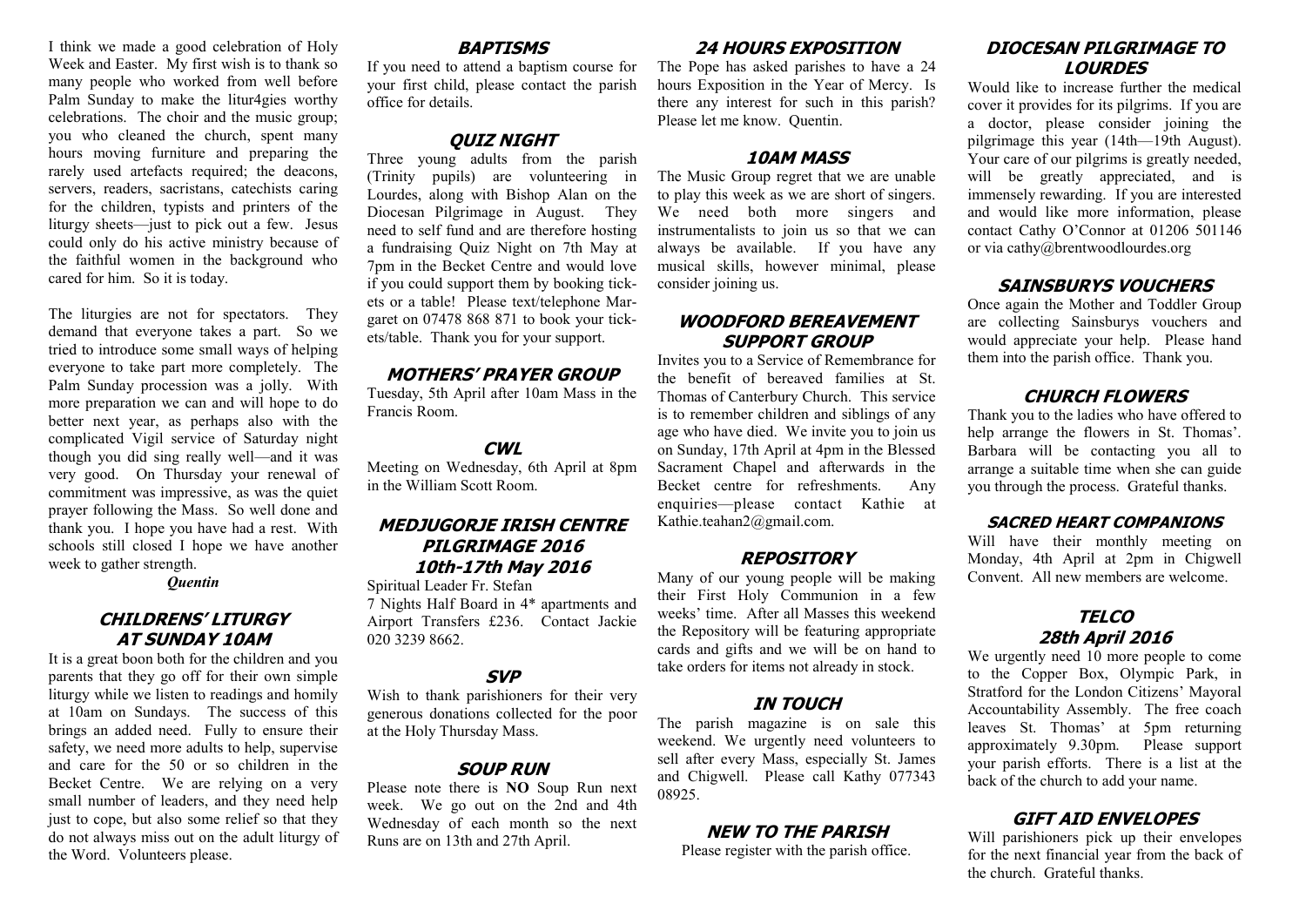I think we made a good celebration of Holy Week and Easter. My first wish is to thank so many people who worked from well before Palm Sunday to make the litur4gies worthy celebrations. The choir and the music group; you who cleaned the church, spent many hours moving furniture and preparing the rarely used artefacts required; the deacons, servers, readers, sacristans, catechists caring for the children, typists and printers of the liturgy sheets—just to pick out a few. Jesus could only do his active ministry because of the faithful women in the background who cared for him. So it is today.

The liturgies are not for spectators. They demand that everyone takes a part. So we tried to introduce some small ways of helping everyone to take part more completely. The Palm Sunday procession was a jolly. With more preparation we can and will hope to do better next year, as perhaps also with the complicated Vigil service of Saturday night though you did sing really well—and it was very good. On Thursday your renewal of commitment was impressive, as was the quiet prayer following the Mass. So well done and thank you. I hope you have had a rest. With schools still closed I hope we have another week to gather strength.

***Quentin***

## CHILDRENS' LITURGY AT SUNDAY 10AM

It is a great boon both for the children and you parents that they go off for their own simple liturgy while we listen to readings and homily at 10am on Sundays. The success of this brings an added need. Fully to ensure their safety, we need more adults to help, supervise and care for the 50 or so children in the Becket Centre. We are relying on a very small number of leaders, and they need help just to cope, but also some relief so that they do not always miss out on the adult liturgy of the Word. Volunteers please.

## BAPTISMS

If you need to attend a baptism course for your first child, please contact the parish office for details.

## QUIZ NIGHT

Three young adults from the parish (Trinity pupils) are volunteering in Lourdes, along with Bishop Alan on the Diocesan Pilgrimage in August. They need to self fund and are therefore hosting a fundraising Quiz Night on 7th May at 7pm in the Becket Centre and would love if you could support them by booking tickets or a table! Please text/telephone Margaret on 07478 868 871 to book your tickets/table. Thank you for your support.

## MOTHERS' PRAYER GROUP

Tuesday, 5th April after 10am Mass in the Francis Room.

## CWL

Meeting on Wednesday, 6th April at 8pm in the William Scott Room.

## MEDJUGORJE IRISH CENTRE PILGRIMAGE 2016 10th-17th May 2016

Spiritual Leader Fr. Stefan

7 Nights Half Board in 4* apartments and Airport Transfers £236. Contact Jackie 020 3239 8662.

## SVP

Wish to thank parishioners for their very generous donations collected for the poor at the Holy Thursday Mass.

## SOUP RUN

Please note there is **NO** Soup Run next week. We go out on the 2nd and 4th Wednesday of each month so the next Runs are on 13th and 27th April.

## 24 HOURS EXPOSITION

The Pope has asked parishes to have a 24 hours Exposition in the Year of Mercy. Is there any interest for such in this parish? Please let me know. Quentin.

## 10AM MASS

The Music Group regret that we are unable to play this week as we are short of singers. We need both more singers and instrumentalists to join us so that we can always be available. If you have any musical skills, however minimal, please consider joining us.

## WOODFORD BEREAVEMENT SUPPORT GROUP

Invites you to a Service of Remembrance for the benefit of bereaved families at St. Thomas of Canterbury Church. This service is to remember children and siblings of any age who have died. We invite you to join us on Sunday, 17th April at 4pm in the Blessed Sacrament Chapel and afterwards in the Becket centre for refreshments. Any enquiries—please contact Kathie at Kathie.teahan2@gmail.com.

## REPOSITORY

Many of our young people will be making their First Holy Communion in a few weeks' time. After all Masses this weekend the Repository will be featuring appropriate cards and gifts and we will be on hand to take orders for items not already in stock.

## IN TOUCH

The parish magazine is on sale this weekend. We urgently need volunteers to sell after every Mass, especially St. James and Chigwell. Please call Kathy 077343 08925.

## NEW TO THE PARISH

Please register with the parish office.

## DIOCESAN PILGRIMAGE TO LOURDES

Would like to increase further the medical cover it provides for its pilgrims. If you are a doctor, please consider joining the pilgrimage this year (14th—19th August). Your care of our pilgrims is greatly needed, will be greatly appreciated, and is immensely rewarding. If you are interested and would like more information, please contact Cathy O'Connor at 01206 501146 or via cathy@brentwoodlourdes.org

## SAINSBURYS VOUCHERS

Once again the Mother and Toddler Group are collecting Sainsburys vouchers and would appreciate your help. Please hand them into the parish office. Thank you.

## CHURCH FLOWERS

Thank you to the ladies who have offered to help arrange the flowers in St. Thomas'. Barbara will be contacting you all to arrange a suitable time when she can guide you through the process. Grateful thanks.

## SACRED HEART COMPANIONS

Will have their monthly meeting on Monday, 4th April at 2pm in Chigwell Convent. All new members are welcome.

## TELCO 28th April 2016

We urgently need 10 more people to come to the Copper Box, Olympic Park, in Stratford for the London Citizens' Mayoral Accountability Assembly. The free coach leaves St. Thomas' at 5pm returning approximately 9.30pm. Please support your parish efforts. There is a list at the back of the church to add your name.

## GIFT AID ENVELOPES

Will parishioners pick up their envelopes for the next financial year from the back of the church. Grateful thanks.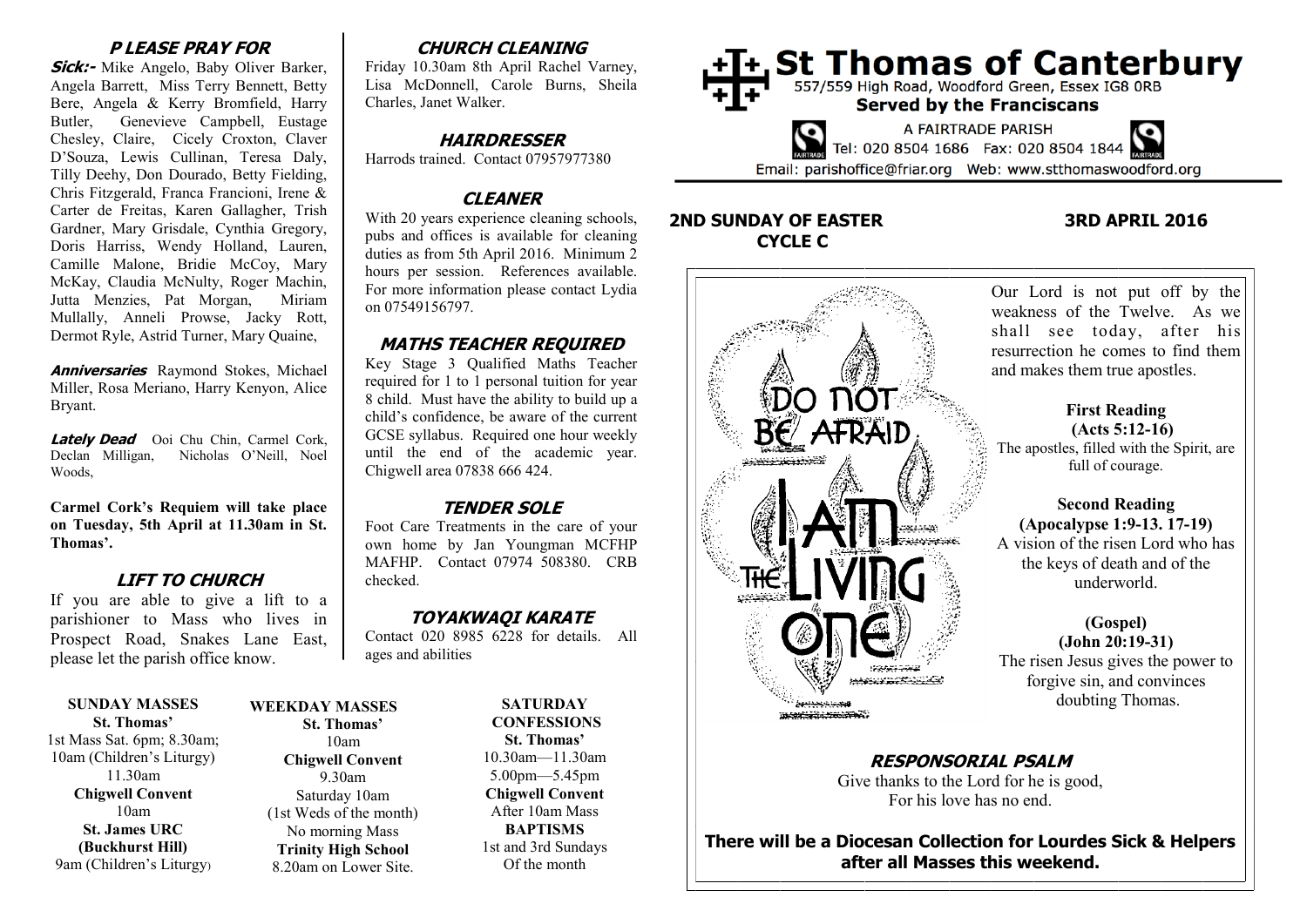## PLEASE PRAY FOR

***Sick:-*** Mike Angelo, Baby Oliver Barker, Angela Barrett, Miss Terry Bennett, Betty Bere, Angela & Kerry Bromfield, Harry Butler, Genevieve Campbell, Eustage Chesley, Claire, Cicely Croxton, Claver D'Souza, Lewis Cullinan, Teresa Daly, Tilly Deehy, Don Dourado, Betty Fielding, Chris Fitzgerald, Franca Francioni, Irene & Carter de Freitas, Karen Gallagher, Trish Gardner, Mary Grisdale, Cynthia Gregory, Doris Harriss, Wendy Holland, Lauren, Camille Malone, Bridie McCoy, Mary McKay, Claudia McNulty, Roger Machin, Jutta Menzies, Pat Morgan, Miriam Mullally, Anneli Prowse, Jacky Rott, Dermot Ryle, Astrid Turner, Mary Quaine,

***Anniversaries*** Raymond Stokes, Michael Miller, Rosa Meriano, Harry Kenyon, Alice Bryant.

***Lately Dead*** Ooi Chu Chin, Carmel Cork, Declan Milligan, Nicholas O'Neill, Noel Woods,

**Carmel Cork's Requiem will take place on Tuesday, 5th April at 11.30am in St. Thomas'.**

## LIFT TO CHURCH

If you are able to give a lift to a parishioner to Mass who lives in Prospect Road, Snakes Lane East, please let the parish office know.

## CHURCH CLEANING

Friday 10.30am 8th April Rachel Varney, Lisa McDonnell, Carole Burns, Sheila Charles, Janet Walker.

## HAIRDRESSER

Harrods trained. Contact 07957977380

## CLEANER

With 20 years experience cleaning schools, pubs and offices is available for cleaning duties as from 5th April 2016. Minimum 2 hours per session. References available. For more information please contact Lydia on 07549156797.

## MATHS TEACHER REQUIRED

Key Stage 3 Qualified Maths Teacher required for 1 to 1 personal tuition for year 8 child. Must have the ability to build up a child's confidence, be aware of the current GCSE syllabus. Required one hour weekly until the end of the academic year. Chigwell area 07838 666 424.

## TENDER SOLE

Foot Care Treatments in the care of your own home by Jan Youngman MCFHP MAFHP. Contact 07974 508380. CRB checked.

## TOYAKWAQI KARATE

Contact 020 8985 6228 for details. All ages and abilities

**SUNDAY MASSES**
**St. Thomas'**
1st Mass Sat. 6pm; 8.30am;
10am (Children's Liturgy)
11.30am
**Chigwell Convent**
10am
**St. James URC (Buckhurst Hill)**
9am (Children's Liturgy)

**WEEKDAY MASSES**
**St. Thomas'**
10am
**Chigwell Convent**
9.30am
Saturday 10am
(1st Weds of the month)
No morning Mass
**Trinity High School**
8.20am on Lower Site.

**SATURDAY CONFESSIONS**
**St. Thomas'**
10.30am—11.30am
5.00pm—5.45pm
**Chigwell Convent**
After 10am Mass
**BAPTISMS**
1st and 3rd Sundays
Of the month

# St Thomas of Canterbury

557/559 High Road, Woodford Green, Essex IG8 0RB

**Served by the Franciscans**

A FAIRTRADE PARISH

Tel: 020 8504 1686 Fax: 020 8504 1844

Email: parishoffice@friar.org Web: www.stthomaswoodford.org

**2ND SUNDAY OF EASTER CYCLE C** — **3RD APRIL 2016**

DO NOT BE AFRAID I AM THE LIVING ONE

Our Lord is not put off by the weakness of the Twelve. As we shall see today, after his resurrection he comes to find them and makes them true apostles.

**First Reading**
**(Acts 5:12-16)**
The apostles, filled with the Spirit, are full of courage.

**Second Reading**
**(Apocalypse 1:9-13. 17-19)**
A vision of the risen Lord who has the keys of death and of the underworld.

**(Gospel)**
**(John 20:19-31)**
The risen Jesus gives the power to forgive sin, and convinces doubting Thomas.

## RESPONSORIAL PSALM

Give thanks to the Lord for he is good,
For his love has no end.

**There will be a Diocesan Collection for Lourdes Sick & Helpers after all Masses this weekend.**